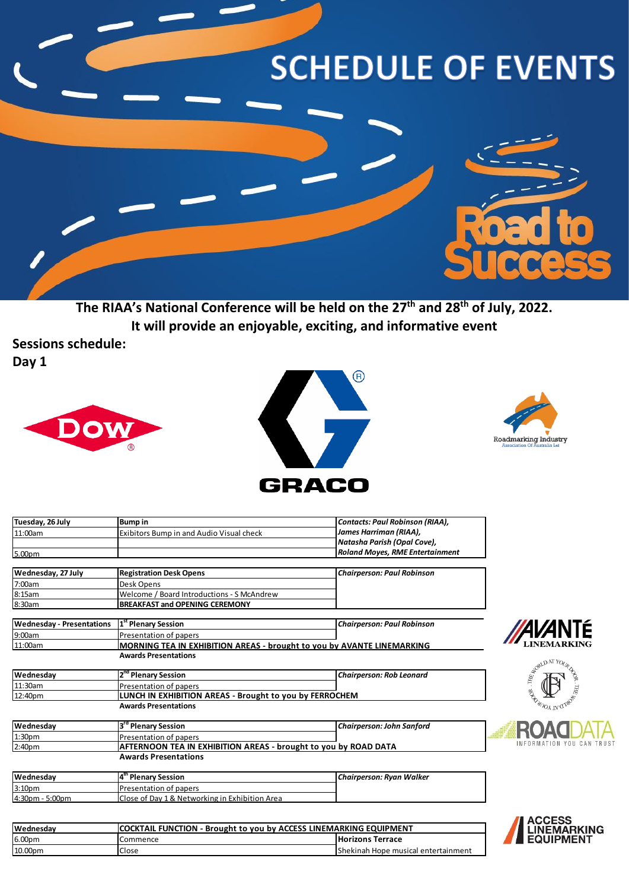# SCHEDULE OF EVENTS

Road to Success

**The RIAA's National Conference will be held on the 27th and 28th of July, 2022.**
**It will provide an enjoyable, exciting, and informative event**

## Sessions schedule:

## Day 1

| **Tuesday, 26 July** | **Bump in** | ***Contacts: Paul Robinson (RIAA),*** |
|---|---|---|
| 11:00am | Exibitors Bump in and Audio Visual check | ***James Harriman (RIAA),*** |
| | | ***Natasha Parish (Opal Cove),*** |
| 5.00pm | | ***Roland Moyes, RME Entertainment*** |

| **Wednesday, 27 July** | **Registration Desk Opens** | ***Chairperson: Paul Robinson*** |
|---|---|---|
| 7:00am | Desk Opens | |
| 8:15am | Welcome / Board Introductions - S McAndrew | |
| 8:30am | **BREAKFAST and OPENING CEREMONY** | |

| **Wednesday - Presentations** | **1st Plenary Session** | ***Chairperson: Paul Robinson*** |
|---|---|---|
| 9:00am | Presentation of papers | |
| 11:00am | **MORNING TEA IN EXHIBITION AREAS - brought to you by AVANTE LINEMARKING** | |
| | **Awards Presentations** | |

| **Wednesday** | **2nd Plenary Session** | ***Chairperson: Rob Leonard*** |
|---|---|---|
| 11:30am | Presentation of papers | |
| 12:40pm | **LUNCH IN EXHIBITION AREAS - Brought to you by FERROCHEM** | |
| | **Awards Presentations** | |

| **Wednesday** | **3rd Plenary Session** | ***Chairperson: John Sanford*** |
|---|---|---|
| 1:30pm | Presentation of papers | |
| 2:40pm | **AFTERNOON TEA IN EXHIBITION AREAS - brought to you by ROAD DATA** | |
| | **Awards Presentations** | |

| **Wednesday** | **4th Plenary Session** | ***Chairperson: Ryan Walker*** |
|---|---|---|
| 3:10pm | Presentation of papers | |
| 4:30pm - 5:00pm | Close of Day 1 & Networking in Exhibition Area | |

| **Wednesday** | **COCKTAIL FUNCTION - Brought to you by ACCESS LINEMARKING EQUIPMENT** | |
|---|---|---|
| 6.00pm | Commence | **Horizons Terrace** |
| 10.00pm | Close | Shekinah Hope musical entertainment |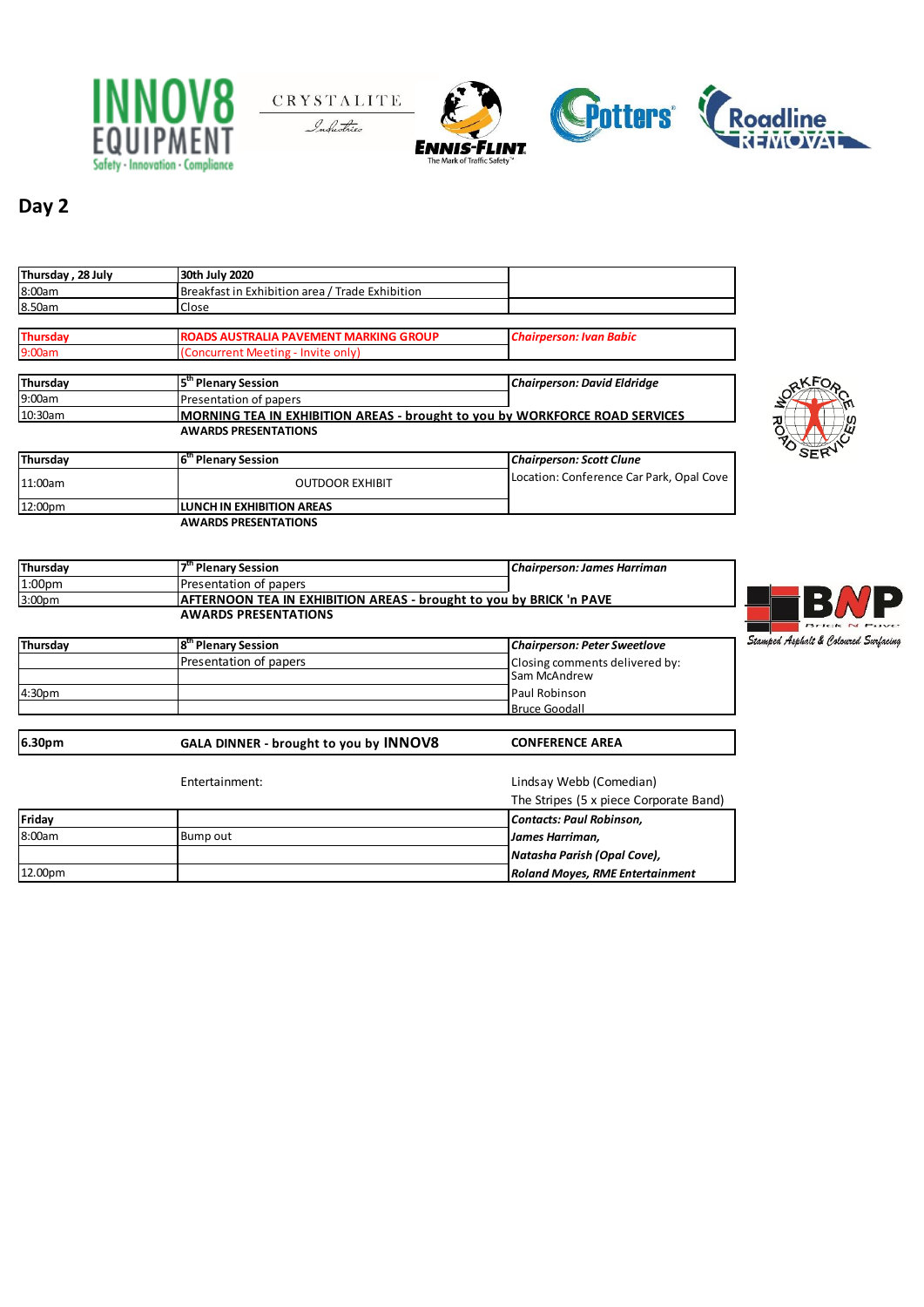## Day 2

| | | |
|---|---|---|
| **Thursday , 28 July** | **30th July 2020** | |
| 8:00am | Breakfast in Exhibition area / Trade Exhibition | |
| 8.50am | Close | |

| | | |
|---|---|---|
| **Thursday** | **ROADS AUSTRALIA PAVEMENT MARKING GROUP** | ***Chairperson: Ivan Babic*** |
| 9:00am | (Concurrent Meeting - Invite only) | |

| | | |
|---|---|---|
| **Thursday** | **5th Plenary Session** | ***Chairperson: David Eldridge*** |
| 9:00am | Presentation of papers | |
| 10:30am | **MORNING TEA IN EXHIBITION AREAS - brought to you by WORKFORCE ROAD SERVICES** | |
| | **AWARDS PRESENTATIONS** | |

| | | |
|---|---|---|
| **Thursday** | **6th Plenary Session** | ***Chairperson: Scott Clune*** |
| 11:00am | OUTDOOR EXHIBIT | Location: Conference Car Park, Opal Cove |
| 12:00pm | **LUNCH IN EXHIBITION AREAS** | |
| | **AWARDS PRESENTATIONS** | |

| | | |
|---|---|---|
| **Thursday** | **7th Plenary Session** | ***Chairperson: James Harriman*** |
| 1:00pm | Presentation of papers | |
| 3:00pm | **AFTERNOON TEA IN EXHIBITION AREAS - brought to you by BRICK 'n PAVE** | |
| | **AWARDS PRESENTATIONS** | |

| | | |
|---|---|---|
| **Thursday** | **8th Plenary Session** | ***Chairperson: Peter Sweetlove*** |
| | Presentation of papers | Closing comments delivered by: |
| | | Sam McAndrew |
| 4:30pm | | Paul Robinson |
| | | Bruce Goodall |

| | | |
|---|---|---|
| **6.30pm** | **GALA DINNER - brought to you by INNOV8** | **CONFERENCE AREA** |
| | Entertainment: | Lindsay Webb (Comedian) |
| | | The Stripes (5 x piece Corporate Band) |

| | | |
|---|---|---|
| **Friday** | | ***Contacts: Paul Robinson,*** |
| 8:00am | Bump out | ***James Harriman,*** |
| | | ***Natasha Parish (Opal Cove),*** |
| 12.00pm | | ***Roland Moyes, RME Entertainment*** |